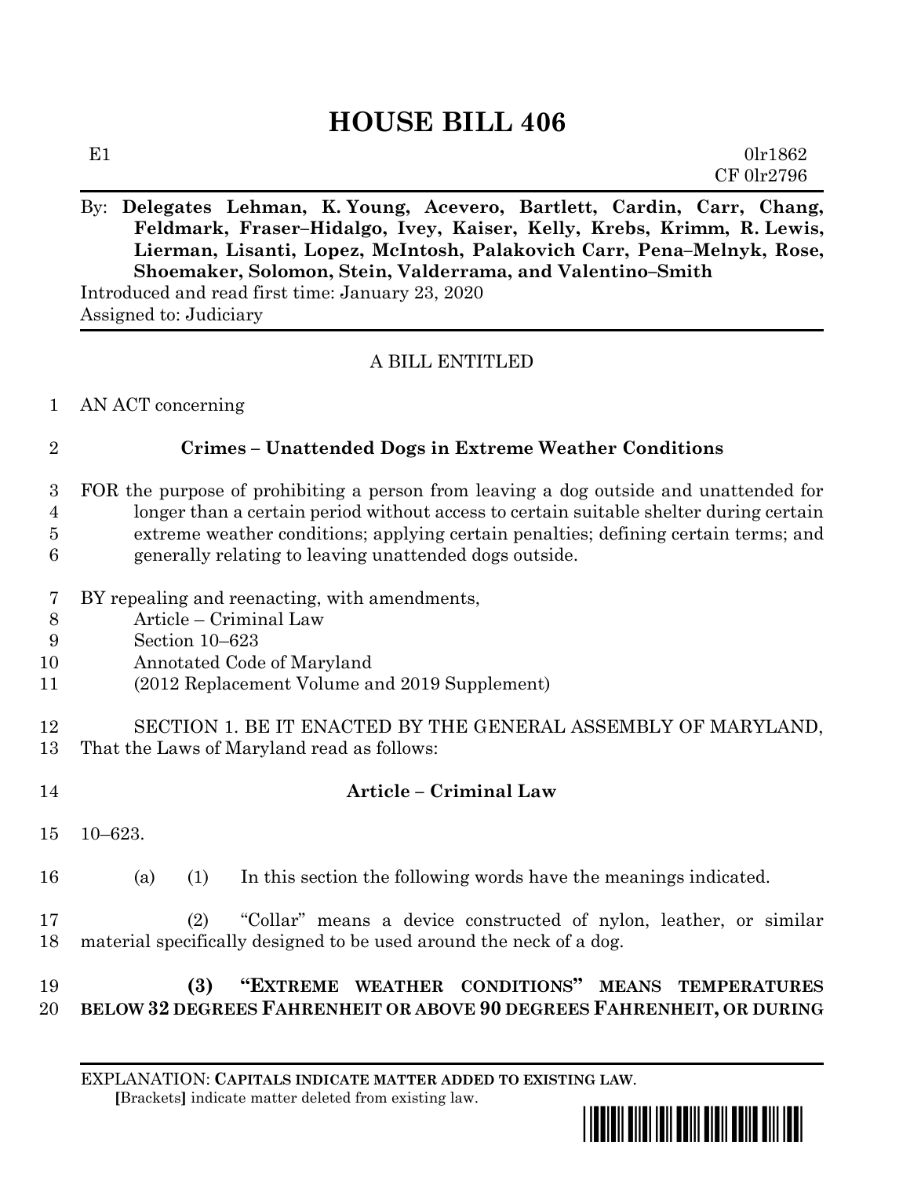# HOUSE BILL 406

E1 0lr1862
CF 0lr2796

By: **Delegates Lehman, K. Young, Acevero, Bartlett, Cardin, Carr, Chang, Feldmark, Fraser–Hidalgo, Ivey, Kaiser, Kelly, Krebs, Krimm, R. Lewis, Lierman, Lisanti, Lopez, McIntosh, Palakovich Carr, Pena–Melnyk, Rose, Shoemaker, Solomon, Stein, Valderrama, and Valentino–Smith**

Introduced and read first time: January 23, 2020
Assigned to: Judiciary

---

A BILL ENTITLED

1 AN ACT concerning

2 **Crimes – Unattended Dogs in Extreme Weather Conditions**

3 FOR the purpose of prohibiting a person from leaving a dog outside and unattended for
4 longer than a certain period without access to certain suitable shelter during certain
5 extreme weather conditions; applying certain penalties; defining certain terms; and
6 generally relating to leaving unattended dogs outside.

7 BY repealing and reenacting, with amendments,
8 Article – Criminal Law
9 Section 10–623
10 Annotated Code of Maryland
11 (2012 Replacement Volume and 2019 Supplement)

12 SECTION 1. BE IT ENACTED BY THE GENERAL ASSEMBLY OF MARYLAND,
13 That the Laws of Maryland read as follows:

14 **Article – Criminal Law**

15 10–623.

16 (a) (1) In this section the following words have the meanings indicated.

17 (2) "Collar" means a device constructed of nylon, leather, or similar
18 material specifically designed to be used around the neck of a dog.

19 **(3) "EXTREME WEATHER CONDITIONS" MEANS TEMPERATURES**
20 **BELOW 32 DEGREES FAHRENHEIT OR ABOVE 90 DEGREES FAHRENHEIT, OR DURING**

---

EXPLANATION: **CAPITALS INDICATE MATTER ADDED TO EXISTING LAW**.
**[**Brackets**]** indicate matter deleted from existing law.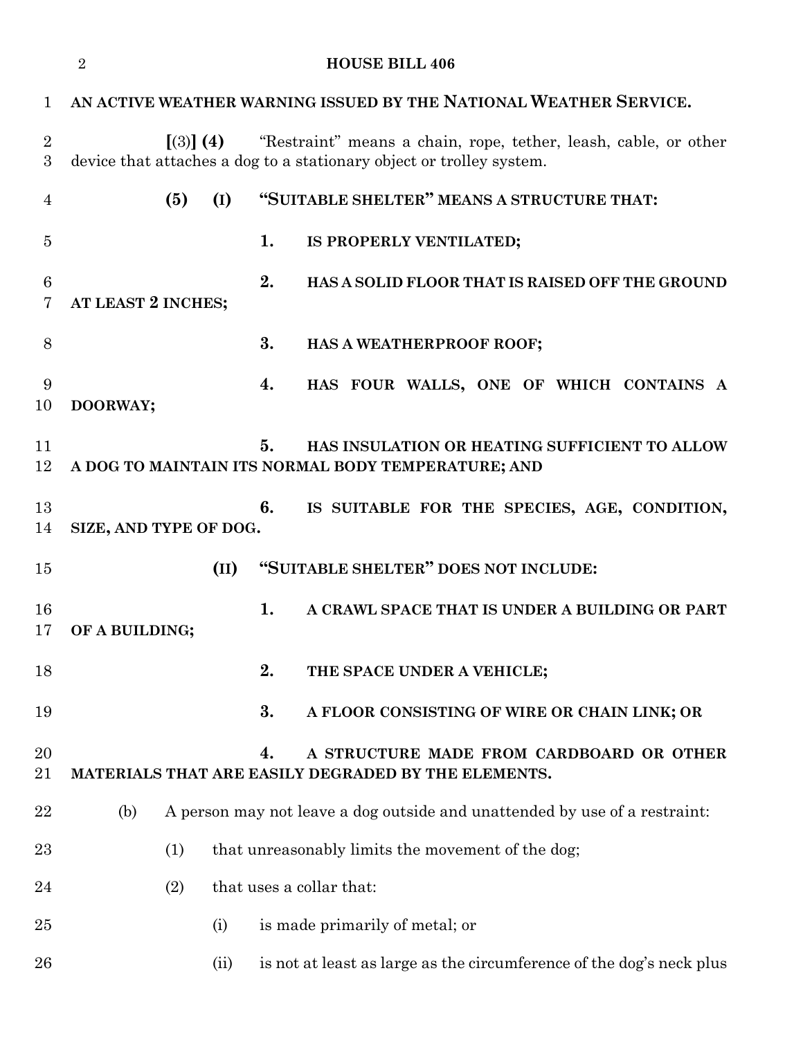**AN ACTIVE WEATHER WARNING ISSUED BY THE NATIONAL WEATHER SERVICE.**

[(3)] **(4)** "Restraint" means a chain, rope, tether, leash, cable, or other device that attaches a dog to a stationary object or trolley system.

**(5) (I) "SUITABLE SHELTER" MEANS A STRUCTURE THAT:**

**1. IS PROPERLY VENTILATED;**

**2. HAS A SOLID FLOOR THAT IS RAISED OFF THE GROUND AT LEAST 2 INCHES;**

**3. HAS A WEATHERPROOF ROOF;**

**4. HAS FOUR WALLS, ONE OF WHICH CONTAINS A DOORWAY;**

**5. HAS INSULATION OR HEATING SUFFICIENT TO ALLOW A DOG TO MAINTAIN ITS NORMAL BODY TEMPERATURE; AND**

**6. IS SUITABLE FOR THE SPECIES, AGE, CONDITION, SIZE, AND TYPE OF DOG.**

**(II) "SUITABLE SHELTER" DOES NOT INCLUDE:**

**1. A CRAWL SPACE THAT IS UNDER A BUILDING OR PART OF A BUILDING;**

**2. THE SPACE UNDER A VEHICLE;**

**3. A FLOOR CONSISTING OF WIRE OR CHAIN LINK; OR**

**4. A STRUCTURE MADE FROM CARDBOARD OR OTHER MATERIALS THAT ARE EASILY DEGRADED BY THE ELEMENTS.**

(b) A person may not leave a dog outside and unattended by use of a restraint:

(1) that unreasonably limits the movement of the dog;

(2) that uses a collar that:

(i) is made primarily of metal; or

(ii) is not at least as large as the circumference of the dog's neck plus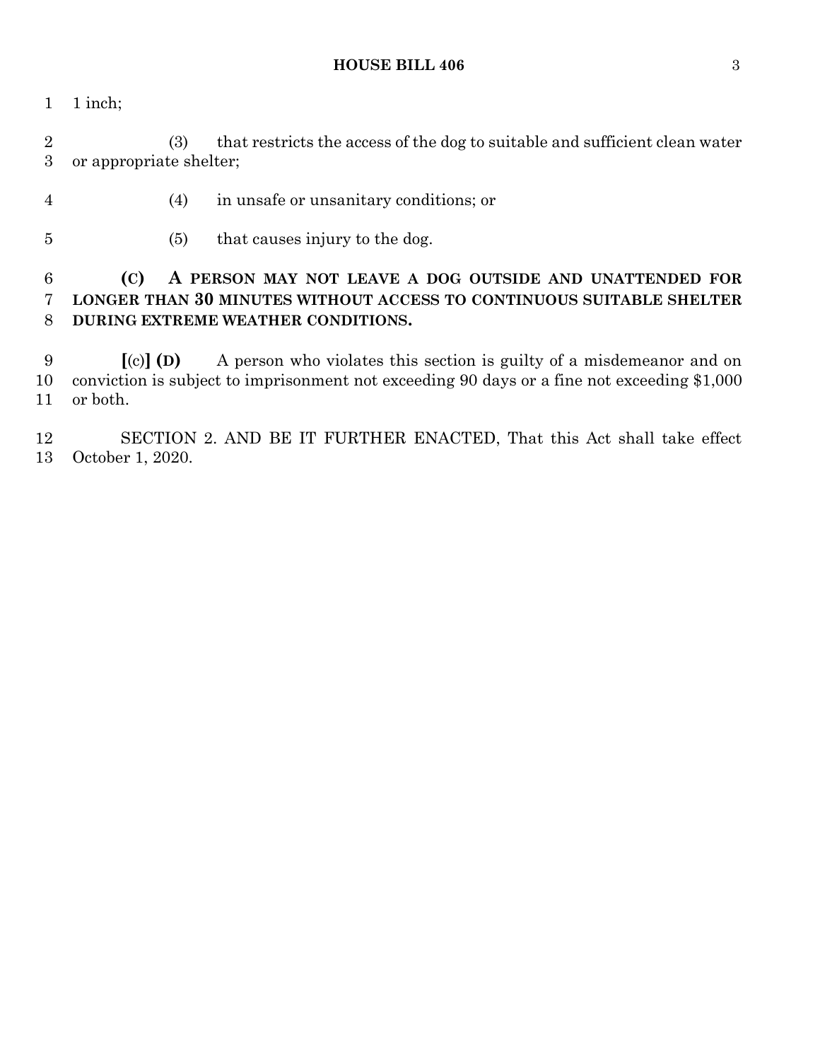1 inch;

(3) that restricts the access of the dog to suitable and sufficient clean water or appropriate shelter;

(4) in unsafe or unsanitary conditions; or

(5) that causes injury to the dog.

**(C) A PERSON MAY NOT LEAVE A DOG OUTSIDE AND UNATTENDED FOR LONGER THAN 30 MINUTES WITHOUT ACCESS TO CONTINUOUS SUITABLE SHELTER DURING EXTREME WEATHER CONDITIONS.**

**[**(c)**] (D)** A person who violates this section is guilty of a misdemeanor and on conviction is subject to imprisonment not exceeding 90 days or a fine not exceeding $1,000 or both.

SECTION 2. AND BE IT FURTHER ENACTED, That this Act shall take effect October 1, 2020.